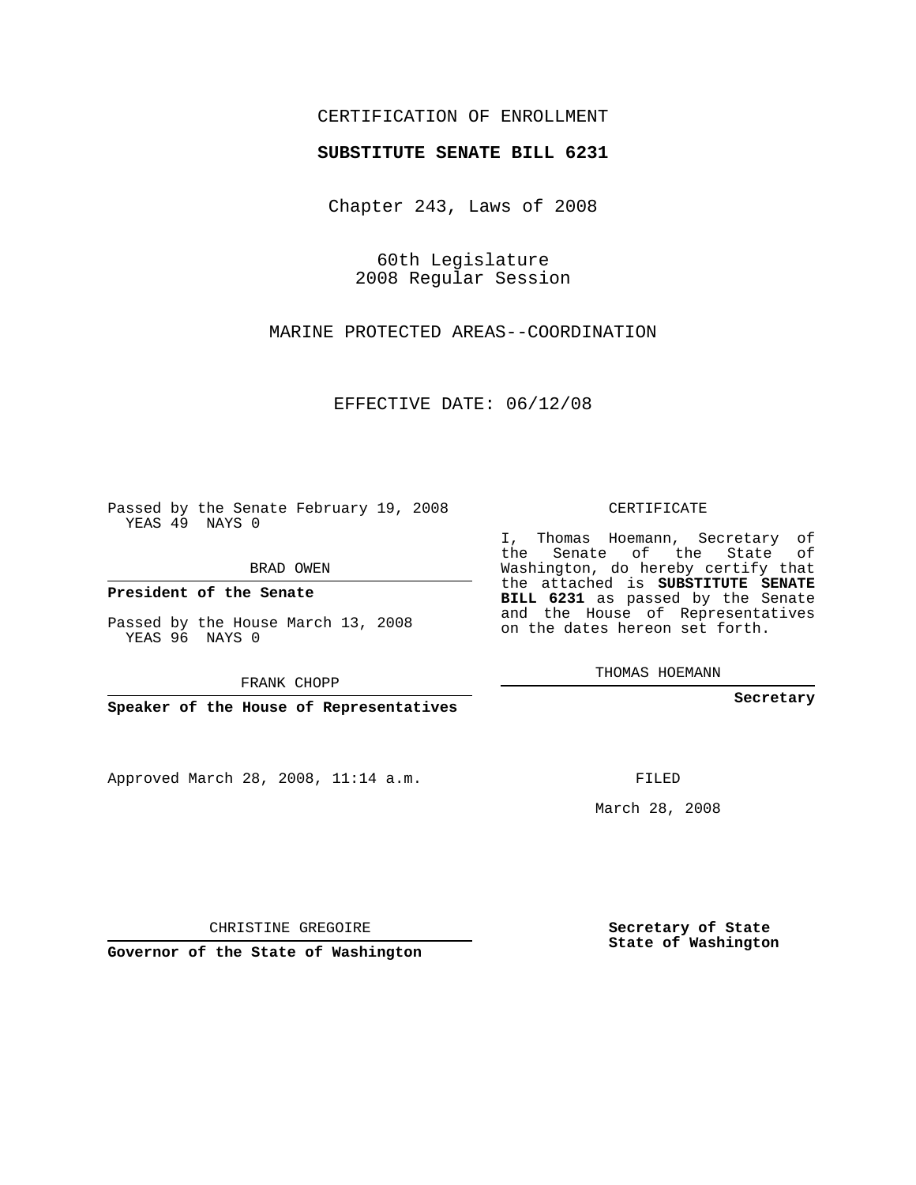CERTIFICATION OF ENROLLMENT

**SUBSTITUTE SENATE BILL 6231**

Chapter 243, Laws of 2008

60th Legislature
2008 Regular Session

MARINE PROTECTED AREAS--COORDINATION

EFFECTIVE DATE: 06/12/08

Passed by the Senate February 19, 2008
YEAS 49 NAYS 0

BRAD OWEN

**President of the Senate**

Passed by the House March 13, 2008
YEAS 96 NAYS 0

FRANK CHOPP

**Speaker of the House of Representatives**

Approved March 28, 2008, 11:14 a.m.

CHRISTINE GREGOIRE

**Governor of the State of Washington**

CERTIFICATE

I, Thomas Hoemann, Secretary of the Senate of the State of Washington, do hereby certify that the attached is **SUBSTITUTE SENATE BILL 6231** as passed by the Senate and the House of Representatives on the dates hereon set forth.

THOMAS HOEMANN

**Secretary**

FILED

March 28, 2008

**Secretary of State**
**State of Washington**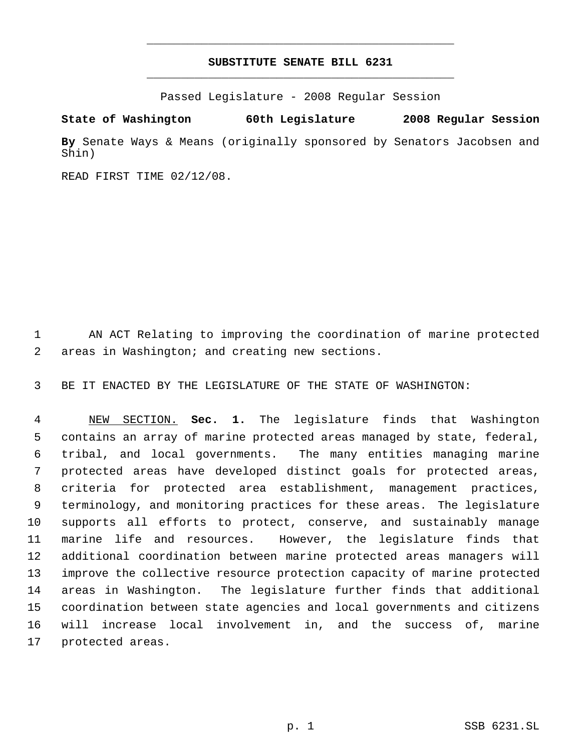# SUBSTITUTE SENATE BILL 6231

Passed Legislature - 2008 Regular Session

**State of Washington 60th Legislature 2008 Regular Session**

**By** Senate Ways & Means (originally sponsored by Senators Jacobsen and Shin)

READ FIRST TIME 02/12/08.

AN ACT Relating to improving the coordination of marine protected areas in Washington; and creating new sections.

BE IT ENACTED BY THE LEGISLATURE OF THE STATE OF WASHINGTON:

NEW SECTION. **Sec. 1.** The legislature finds that Washington contains an array of marine protected areas managed by state, federal, tribal, and local governments. The many entities managing marine protected areas have developed distinct goals for protected areas, criteria for protected area establishment, management practices, terminology, and monitoring practices for these areas. The legislature supports all efforts to protect, conserve, and sustainably manage marine life and resources. However, the legislature finds that additional coordination between marine protected areas managers will improve the collective resource protection capacity of marine protected areas in Washington. The legislature further finds that additional coordination between state agencies and local governments and citizens will increase local involvement in, and the success of, marine protected areas.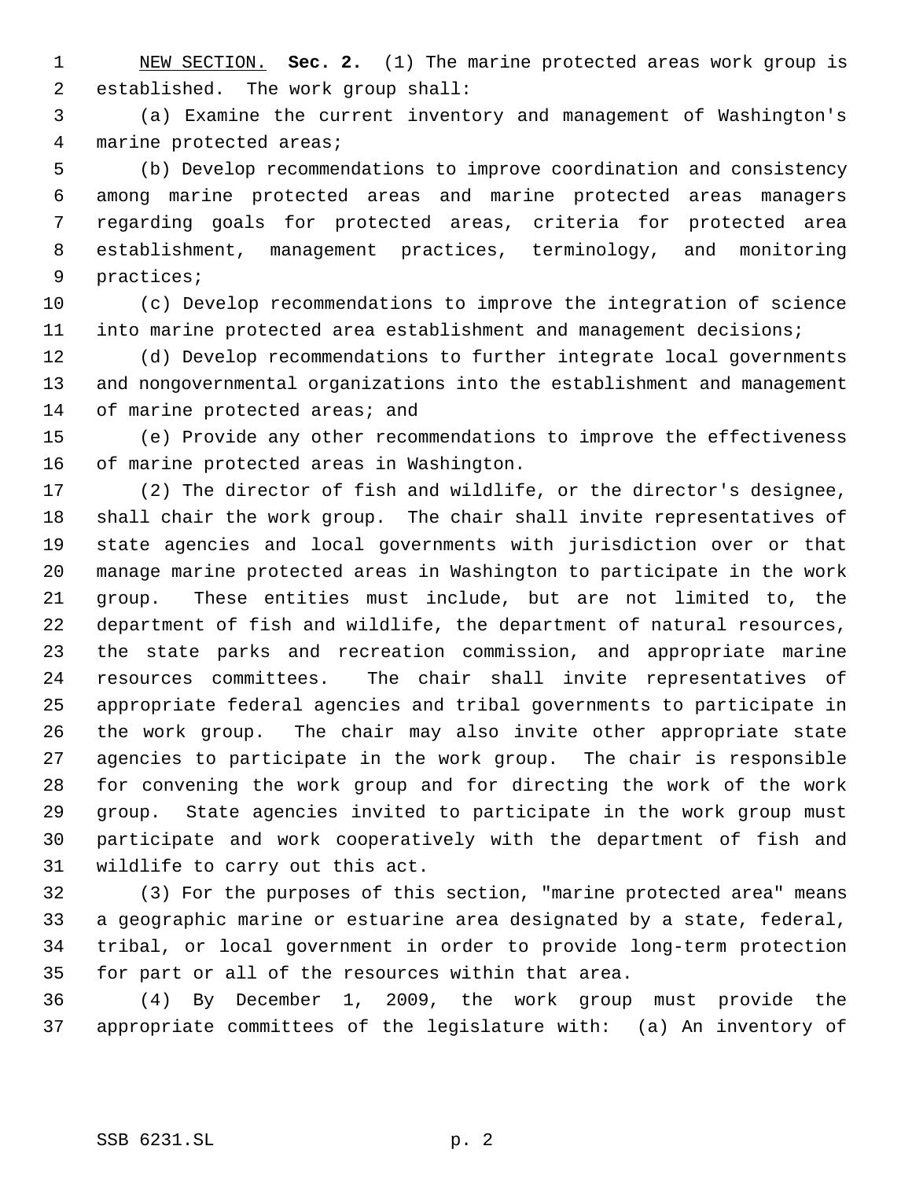NEW SECTION. **Sec. 2.** (1) The marine protected areas work group is established. The work group shall:

(a) Examine the current inventory and management of Washington's marine protected areas;

(b) Develop recommendations to improve coordination and consistency among marine protected areas and marine protected areas managers regarding goals for protected areas, criteria for protected area establishment, management practices, terminology, and monitoring practices;

(c) Develop recommendations to improve the integration of science into marine protected area establishment and management decisions;

(d) Develop recommendations to further integrate local governments and nongovernmental organizations into the establishment and management of marine protected areas; and

(e) Provide any other recommendations to improve the effectiveness of marine protected areas in Washington.

(2) The director of fish and wildlife, or the director's designee, shall chair the work group. The chair shall invite representatives of state agencies and local governments with jurisdiction over or that manage marine protected areas in Washington to participate in the work group. These entities must include, but are not limited to, the department of fish and wildlife, the department of natural resources, the state parks and recreation commission, and appropriate marine resources committees. The chair shall invite representatives of appropriate federal agencies and tribal governments to participate in the work group. The chair may also invite other appropriate state agencies to participate in the work group. The chair is responsible for convening the work group and for directing the work of the work group. State agencies invited to participate in the work group must participate and work cooperatively with the department of fish and wildlife to carry out this act.

(3) For the purposes of this section, "marine protected area" means a geographic marine or estuarine area designated by a state, federal, tribal, or local government in order to provide long-term protection for part or all of the resources within that area.

(4) By December 1, 2009, the work group must provide the appropriate committees of the legislature with: (a) An inventory of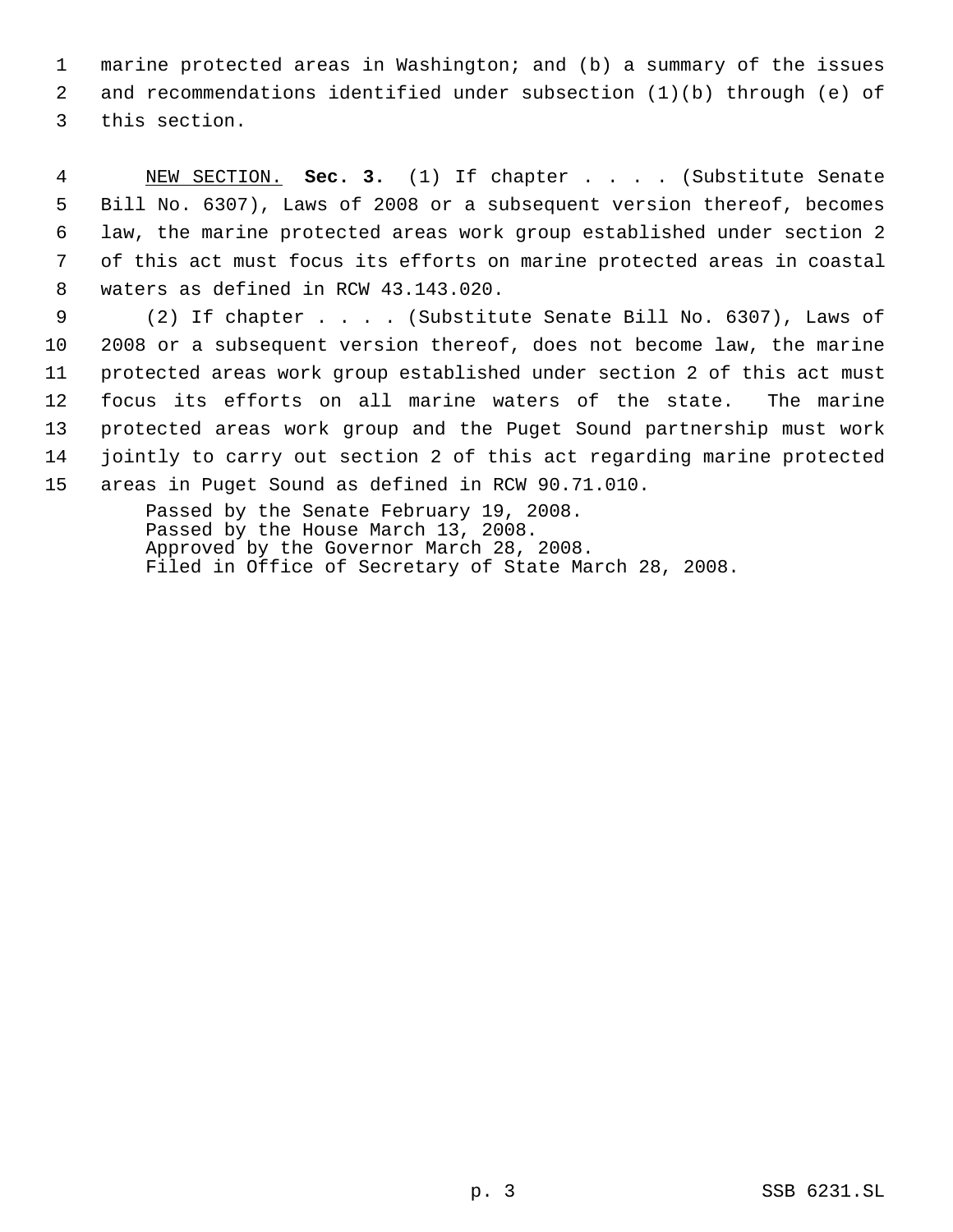marine protected areas in Washington; and (b) a summary of the issues and recommendations identified under subsection (1)(b) through (e) of this section.

NEW SECTION. **Sec. 3.** (1) If chapter . . . . (Substitute Senate Bill No. 6307), Laws of 2008 or a subsequent version thereof, becomes law, the marine protected areas work group established under section 2 of this act must focus its efforts on marine protected areas in coastal waters as defined in RCW 43.143.020.

(2) If chapter . . . . (Substitute Senate Bill No. 6307), Laws of 2008 or a subsequent version thereof, does not become law, the marine protected areas work group established under section 2 of this act must focus its efforts on all marine waters of the state. The marine protected areas work group and the Puget Sound partnership must work jointly to carry out section 2 of this act regarding marine protected areas in Puget Sound as defined in RCW 90.71.010.

Passed by the Senate February 19, 2008.
Passed by the House March 13, 2008.
Approved by the Governor March 28, 2008.
Filed in Office of Secretary of State March 28, 2008.